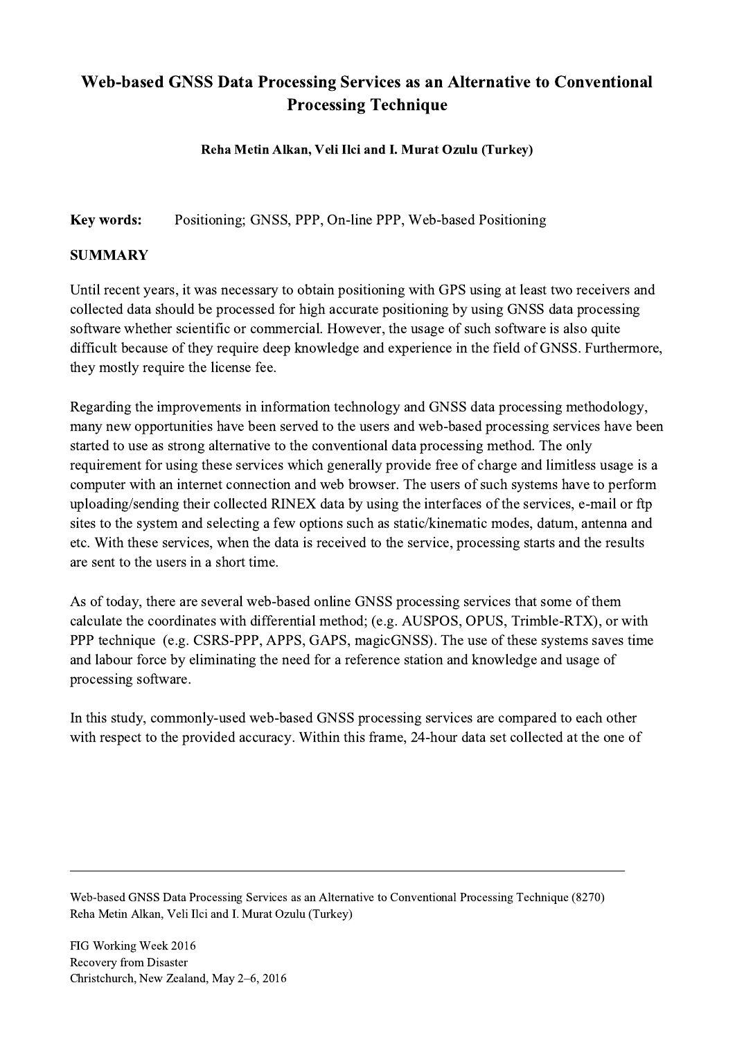# Web-based GNSS Data Processing Services as an Alternative to Conventional Processing Technique

**Reha Metin Alkan, Veli Ilci and I. Murat Ozulu (Turkey)**

**Key words:** Positioning; GNSS, PPP, On-line PPP, Web-based Positioning

## SUMMARY

Until recent years, it was necessary to obtain positioning with GPS using at least two receivers and collected data should be processed for high accurate positioning by using GNSS data processing software whether scientific or commercial. However, the usage of such software is also quite difficult because of they require deep knowledge and experience in the field of GNSS. Furthermore, they mostly require the license fee.

Regarding the improvements in information technology and GNSS data processing methodology, many new opportunities have been served to the users and web-based processing services have been started to use as strong alternative to the conventional data processing method. The only requirement for using these services which generally provide free of charge and limitless usage is a computer with an internet connection and web browser. The users of such systems have to perform uploading/sending their collected RINEX data by using the interfaces of the services, e-mail or ftp sites to the system and selecting a few options such as static/kinematic modes, datum, antenna and etc. With these services, when the data is received to the service, processing starts and the results are sent to the users in a short time.

As of today, there are several web-based online GNSS processing services that some of them calculate the coordinates with differential method; (e.g. AUSPOS, OPUS, Trimble-RTX), or with PPP technique (e.g. CSRS-PPP, APPS, GAPS, magicGNSS). The use of these systems saves time and labour force by eliminating the need for a reference station and knowledge and usage of processing software.

In this study, commonly-used web-based GNSS processing services are compared to each other with respect to the provided accuracy. Within this frame, 24-hour data set collected at the one of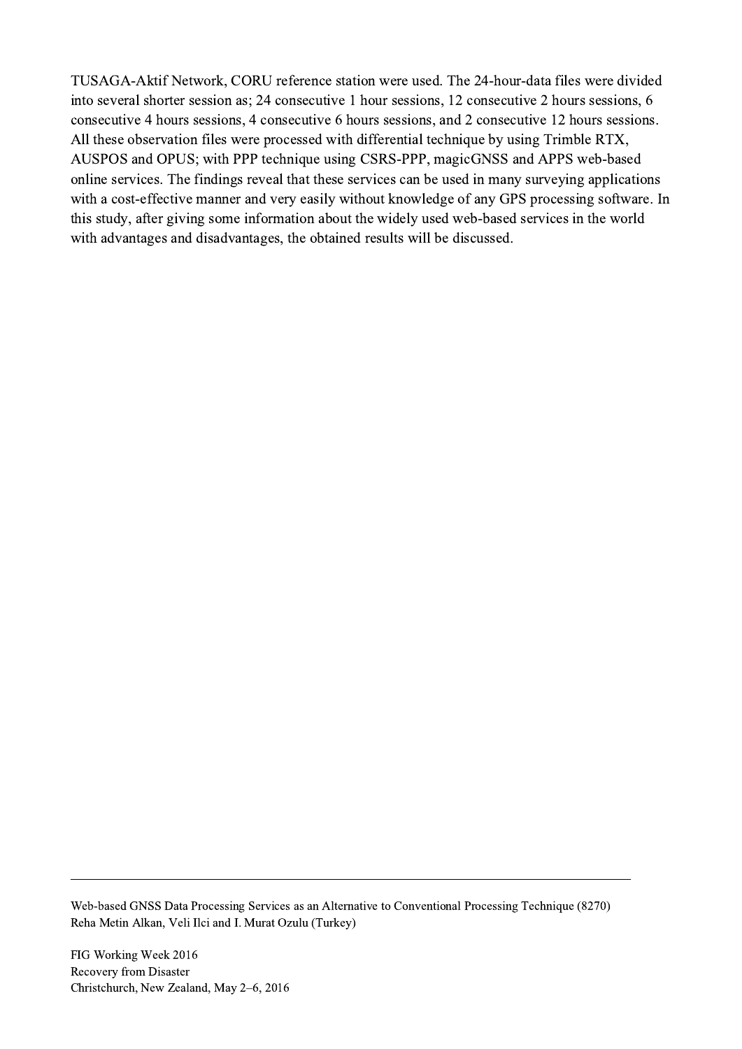TUSAGA-Aktif Network, CORU reference station were used. The 24-hour-data files were divided into several shorter session as; 24 consecutive 1 hour sessions, 12 consecutive 2 hours sessions, 6 consecutive 4 hours sessions, 4 consecutive 6 hours sessions, and 2 consecutive 12 hours sessions. All these observation files were processed with differential technique by using Trimble RTX, AUSPOS and OPUS; with PPP technique using CSRS-PPP, magicGNSS and APPS web-based online services. The findings reveal that these services can be used in many surveying applications with a cost-effective manner and very easily without knowledge of any GPS processing software. In this study, after giving some information about the widely used web-based services in the world with advantages and disadvantages, the obtained results will be discussed.